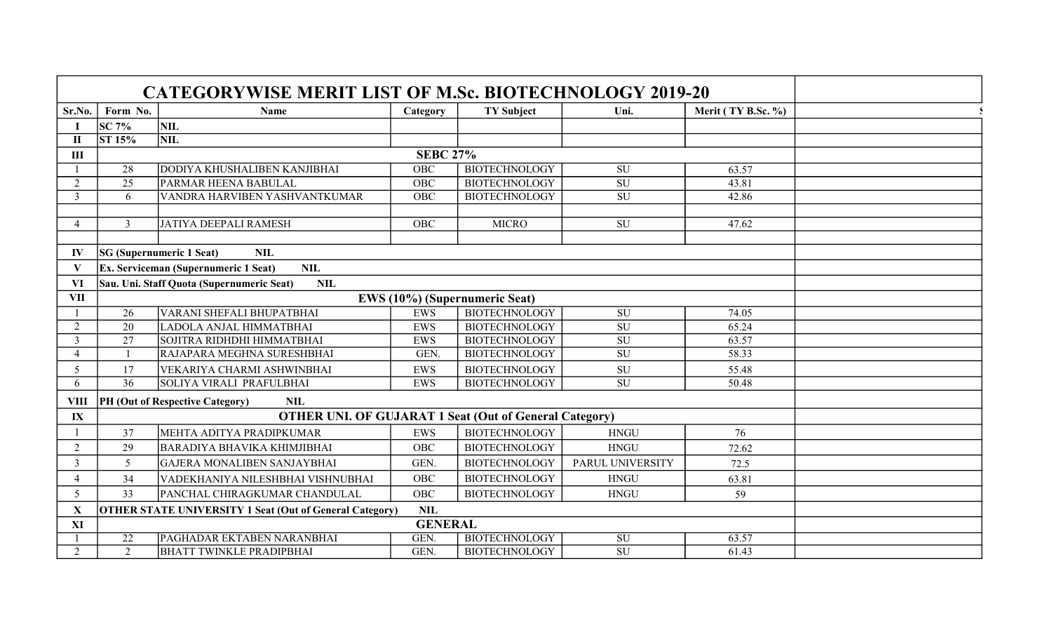# CATEGORYWISE MERIT LIST OF M.Sc. BIOTECHNOLOGY 2019-20

| Sr.No. | Form No. | Name | Category | TY Subject | Uni. | Merit ( TY B.Sc. %) | |
|---|---|---|---|---|---|---|---|
| **I** | **SC 7%** | **NIL** | | | | | |
| **II** | **ST 15%** | **NIL** | | | | | |
| **III** | | | **SEBC 27%** | | | | |
| 1 | 28 | DODIYA KHUSHALIBEN KANJIBHAI | OBC | BIOTECHNOLOGY | SU | 63.57 | |
| 2 | 25 | PARMAR HEENA BABULAL | OBC | BIOTECHNOLOGY | SU | 43.81 | |
| 3 | 6 | VANDRA HARVIBEN YASHVANTKUMAR | OBC | BIOTECHNOLOGY | SU | 42.86 | |
| | | | | | | | |
| 4 | 3 | JATIYA DEEPALI RAMESH | OBC | MICRO | SU | 47.62 | |
| | | | | | | | |
| **IV** | **SG (Supernumeric 1 Seat) NIL** | | | | | | |
| **V** | **Ex. Serviceman (Supernumeric 1 Seat) NIL** | | | | | | |
| **VI** | **Sau. Uni. Staff Quota (Supernumeric Seat) NIL** | | | | | | |
| **VII** | | | **EWS (10%) (Supernumeric Seat)** | | | | |
| 1 | 26 | VARANI SHEFALI BHUPATBHAI | EWS | BIOTECHNOLOGY | SU | 74.05 | |
| 2 | 20 | LADOLA ANJAL HIMMATBHAI | EWS | BIOTECHNOLOGY | SU | 65.24 | |
| 3 | 27 | SOJITRA RIDHDHI HIMMATBHAI | EWS | BIOTECHNOLOGY | SU | 63.57 | |
| 4 | 1 | RAJAPARA MEGHNA SURESHBHAI | GEN. | BIOTECHNOLOGY | SU | 58.33 | |
| 5 | 17 | VEKARIYA CHARMI ASHWINBHAI | EWS | BIOTECHNOLOGY | SU | 55.48 | |
| 6 | 36 | SOLIYA VIRALI PRAFULBHAI | EWS | BIOTECHNOLOGY | SU | 50.48 | |
| **VIII** | **PH (Out of Respective Category) NIL** | | | | | | |
| **IX** | | | **OTHER UNI. OF GUJARAT 1 Seat (Out of General Category)** | | | | |
| 1 | 37 | MEHTA ADITYA PRADIPKUMAR | EWS | BIOTECHNOLOGY | HNGU | 76 | |
| 2 | 29 | BARADIYA BHAVIKA KHIMJIBHAI | OBC | BIOTECHNOLOGY | HNGU | 72.62 | |
| 3 | 5 | GAJERA MONALIBEN SANJAYBHAI | GEN. | BIOTECHNOLOGY | PARUL UNIVERSITY | 72.5 | |
| 4 | 34 | VADEKHANIYA NILESHBHAI VISHNUBHAI | OBC | BIOTECHNOLOGY | HNGU | 63.81 | |
| 5 | 33 | PANCHAL CHIRAGKUMAR CHANDULAL | OBC | BIOTECHNOLOGY | HNGU | 59 | |
| **X** | **OTHER STATE UNIVERSITY 1 Seat (Out of General Category) NIL** | | | | | | |
| **XI** | | | **GENERAL** | | | | |
| 1 | 22 | PAGHADAR EKTABEN NARANBHAI | GEN. | BIOTECHNOLOGY | SU | 63.57 | |
| 2 | 2 | BHATT TWINKLE PRADIPBHAI | GEN. | BIOTECHNOLOGY | SU | 61.43 | |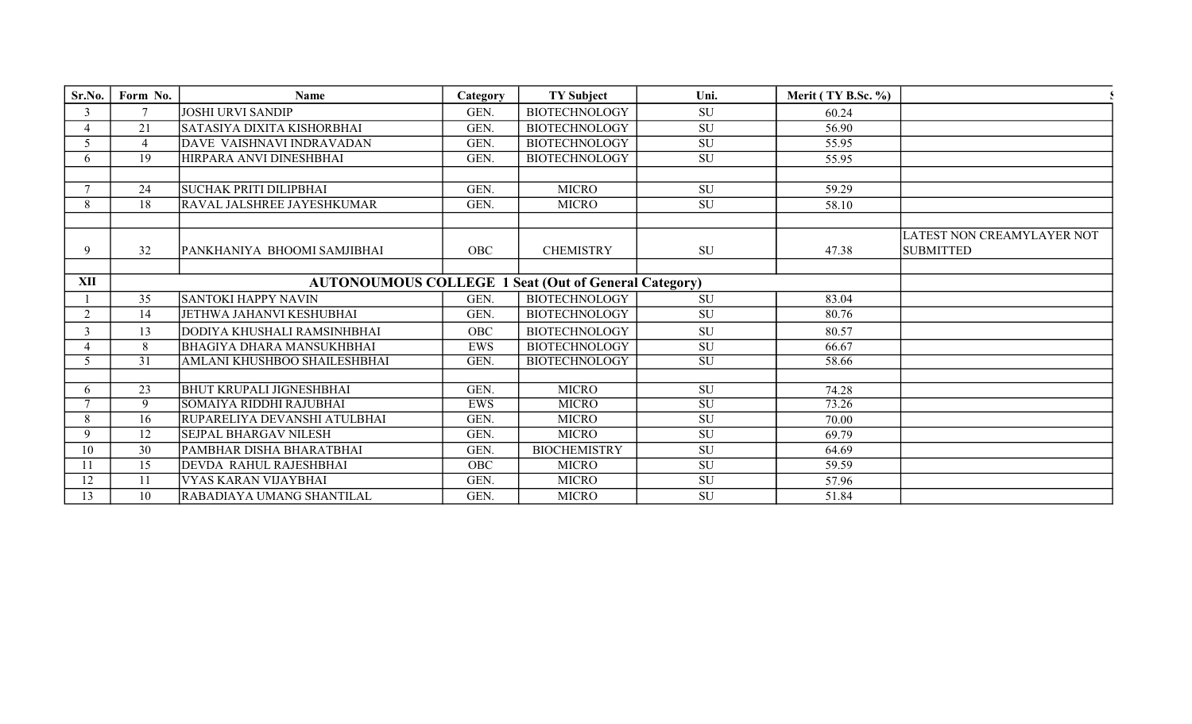| Sr.No. | Form No. | Name | Category | TY Subject | Uni. | Merit ( TY B.Sc. %) | S |
|---|---|---|---|---|---|---|---|
| 3 | 7 | JOSHI URVI SANDIP | GEN. | BIOTECHNOLOGY | SU | 60.24 | |
| 4 | 21 | SATASIYA DIXITA KISHORBHAI | GEN. | BIOTECHNOLOGY | SU | 56.90 | |
| 5 | 4 | DAVE VAISHNAVI INDRAVADAN | GEN. | BIOTECHNOLOGY | SU | 55.95 | |
| 6 | 19 | HIRPARA ANVI DINESHBHAI | GEN. | BIOTECHNOLOGY | SU | 55.95 | |
| | | | | | | | |
| 7 | 24 | SUCHAK PRITI DILIPBHAI | GEN. | MICRO | SU | 59.29 | |
| 8 | 18 | RAVAL JALSHREE JAYESHKUMAR | GEN. | MICRO | SU | 58.10 | |
| | | | | | | | |
| 9 | 32 | PANKHANIYA BHOOMI SAMJIBHAI | OBC | CHEMISTRY | SU | 47.38 | LATEST NON CREAMYLAYER NOT SUBMITTED |
| | | | | | | | |
| **XII** | **AUTONOUMOUS COLLEGE 1 Seat (Out of General Category)** | | | | | | |
| 1 | 35 | SANTOKI HAPPY NAVIN | GEN. | BIOTECHNOLOGY | SU | 83.04 | |
| 2 | 14 | JETHWA JAHANVI KESHUBHAI | GEN. | BIOTECHNOLOGY | SU | 80.76 | |
| 3 | 13 | DODIYA KHUSHALI RAMSINHBHAI | OBC | BIOTECHNOLOGY | SU | 80.57 | |
| 4 | 8 | BHAGIYA DHARA MANSUKHBHAI | EWS | BIOTECHNOLOGY | SU | 66.67 | |
| 5 | 31 | AMLANI KHUSHBOO SHAILESHBHAI | GEN. | BIOTECHNOLOGY | SU | 58.66 | |
| | | | | | | | |
| 6 | 23 | BHUT KRUPALI JIGNESHBHAI | GEN. | MICRO | SU | 74.28 | |
| 7 | 9 | SOMAIYA RIDDHI RAJUBHAI | EWS | MICRO | SU | 73.26 | |
| 8 | 16 | RUPARELIYA DEVANSHI ATULBHAI | GEN. | MICRO | SU | 70.00 | |
| 9 | 12 | SEJPAL BHARGAV NILESH | GEN. | MICRO | SU | 69.79 | |
| 10 | 30 | PAMBHAR DISHA BHARATBHAI | GEN. | BIOCHEMISTRY | SU | 64.69 | |
| 11 | 15 | DEVDA RAHUL RAJESHBHAI | OBC | MICRO | SU | 59.59 | |
| 12 | 11 | VYAS KARAN VIJAYBHAI | GEN. | MICRO | SU | 57.96 | |
| 13 | 10 | RABADIAYA UMANG SHANTILAL | GEN. | MICRO | SU | 51.84 | |